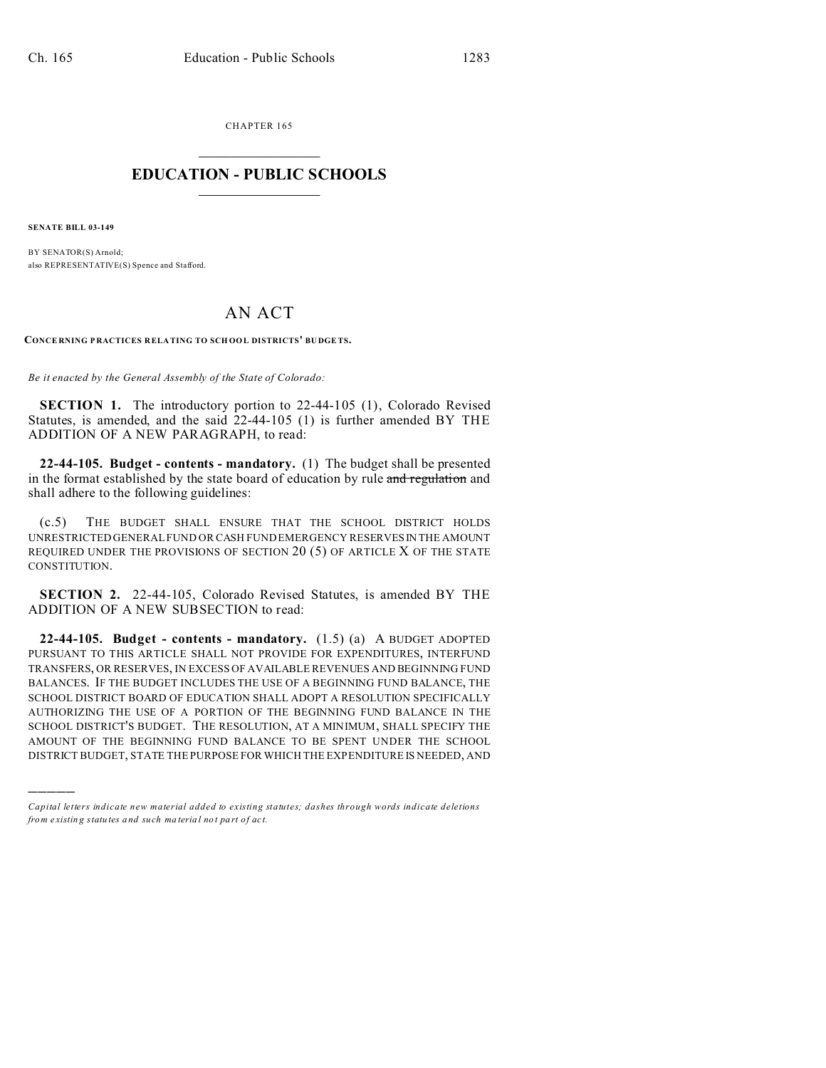CHAPTER 165

# EDUCATION - PUBLIC SCHOOLS

**SENATE BILL 03-149**

BY SENATOR(S) Arnold;
also REPRESENTATIVE(S) Spence and Stafford.

# AN ACT

**CONCERNING PRACTICES RELATING TO SCHOOL DISTRICTS' BUDGETS.**

*Be it enacted by the General Assembly of the State of Colorado:*

**SECTION 1.** The introductory portion to 22-44-105 (1), Colorado Revised Statutes, is amended, and the said 22-44-105 (1) is further amended BY THE ADDITION OF A NEW PARAGRAPH, to read:

**22-44-105. Budget - contents - mandatory.** (1) The budget shall be presented in the format established by the state board of education by rule ~~and regulation~~ and shall adhere to the following guidelines:

(c.5) THE BUDGET SHALL ENSURE THAT THE SCHOOL DISTRICT HOLDS UNRESTRICTED GENERAL FUND OR CASH FUND EMERGENCY RESERVES IN THE AMOUNT REQUIRED UNDER THE PROVISIONS OF SECTION 20 (5) OF ARTICLE X OF THE STATE CONSTITUTION.

**SECTION 2.** 22-44-105, Colorado Revised Statutes, is amended BY THE ADDITION OF A NEW SUBSECTION to read:

**22-44-105. Budget - contents - mandatory.** (1.5) (a) A BUDGET ADOPTED PURSUANT TO THIS ARTICLE SHALL NOT PROVIDE FOR EXPENDITURES, INTERFUND TRANSFERS, OR RESERVES, IN EXCESS OF AVAILABLE REVENUES AND BEGINNING FUND BALANCES. IF THE BUDGET INCLUDES THE USE OF A BEGINNING FUND BALANCE, THE SCHOOL DISTRICT BOARD OF EDUCATION SHALL ADOPT A RESOLUTION SPECIFICALLY AUTHORIZING THE USE OF A PORTION OF THE BEGINNING FUND BALANCE IN THE SCHOOL DISTRICT'S BUDGET. THE RESOLUTION, AT A MINIMUM, SHALL SPECIFY THE AMOUNT OF THE BEGINNING FUND BALANCE TO BE SPENT UNDER THE SCHOOL DISTRICT BUDGET, STATE THE PURPOSE FOR WHICH THE EXPENDITURE IS NEEDED, AND

---

*Capital letters indicate new material added to existing statutes; dashes through words indicate deletions from existing statutes and such material not part of act.*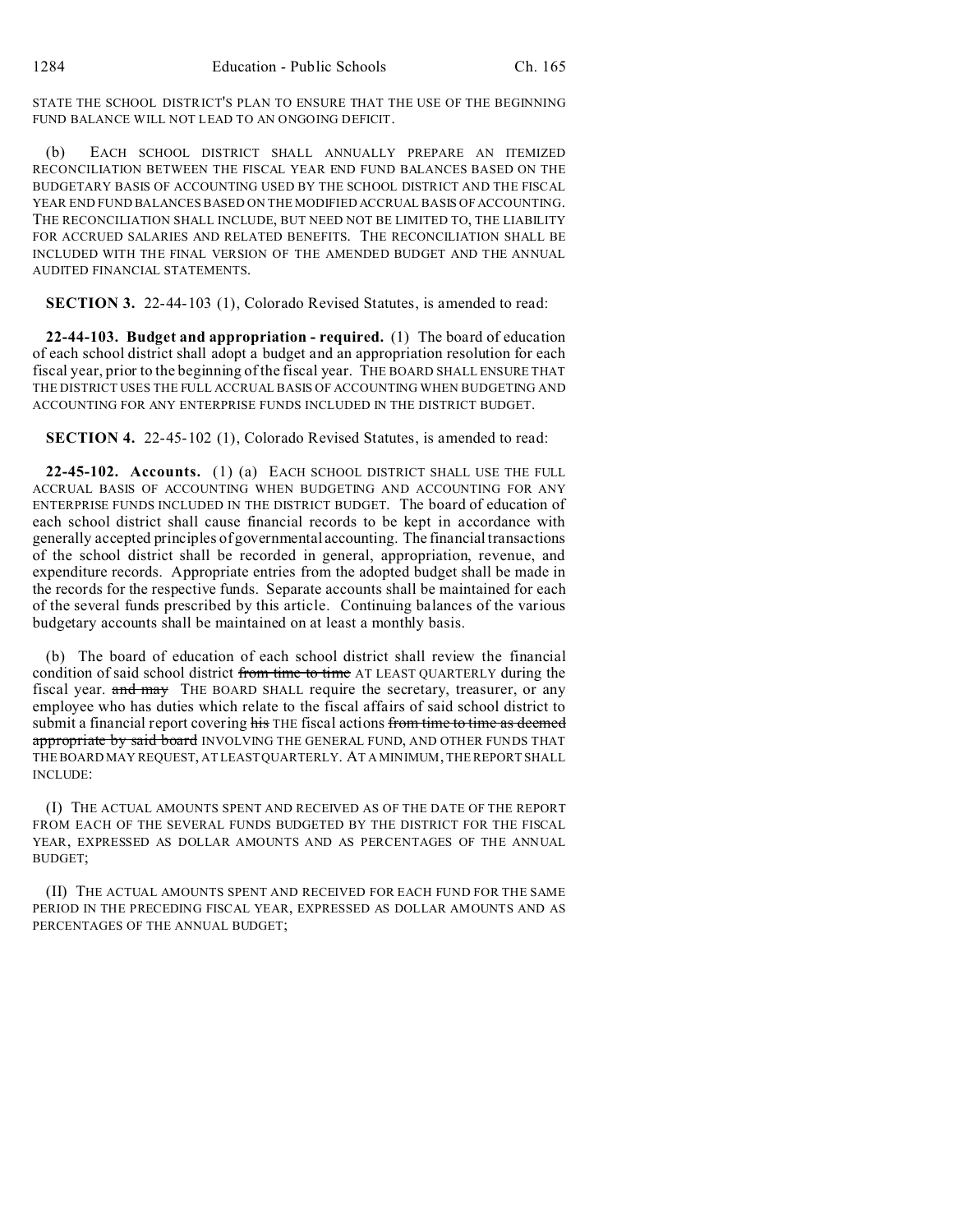STATE THE SCHOOL DISTRICT'S PLAN TO ENSURE THAT THE USE OF THE BEGINNING FUND BALANCE WILL NOT LEAD TO AN ONGOING DEFICIT.

(b) EACH SCHOOL DISTRICT SHALL ANNUALLY PREPARE AN ITEMIZED RECONCILIATION BETWEEN THE FISCAL YEAR END FUND BALANCES BASED ON THE BUDGETARY BASIS OF ACCOUNTING USED BY THE SCHOOL DISTRICT AND THE FISCAL YEAR END FUND BALANCES BASED ON THE MODIFIED ACCRUAL BASIS OF ACCOUNTING. THE RECONCILIATION SHALL INCLUDE, BUT NEED NOT BE LIMITED TO, THE LIABILITY FOR ACCRUED SALARIES AND RELATED BENEFITS. THE RECONCILIATION SHALL BE INCLUDED WITH THE FINAL VERSION OF THE AMENDED BUDGET AND THE ANNUAL AUDITED FINANCIAL STATEMENTS.

**SECTION 3.** 22-44-103 (1), Colorado Revised Statutes, is amended to read:

**22-44-103. Budget and appropriation - required.** (1) The board of education of each school district shall adopt a budget and an appropriation resolution for each fiscal year, prior to the beginning of the fiscal year. THE BOARD SHALL ENSURE THAT THE DISTRICT USES THE FULL ACCRUAL BASIS OF ACCOUNTING WHEN BUDGETING AND ACCOUNTING FOR ANY ENTERPRISE FUNDS INCLUDED IN THE DISTRICT BUDGET.

**SECTION 4.** 22-45-102 (1), Colorado Revised Statutes, is amended to read:

**22-45-102. Accounts.** (1) (a) EACH SCHOOL DISTRICT SHALL USE THE FULL ACCRUAL BASIS OF ACCOUNTING WHEN BUDGETING AND ACCOUNTING FOR ANY ENTERPRISE FUNDS INCLUDED IN THE DISTRICT BUDGET. The board of education of each school district shall cause financial records to be kept in accordance with generally accepted principles of governmental accounting. The financial transactions of the school district shall be recorded in general, appropriation, revenue, and expenditure records. Appropriate entries from the adopted budget shall be made in the records for the respective funds. Separate accounts shall be maintained for each of the several funds prescribed by this article. Continuing balances of the various budgetary accounts shall be maintained on at least a monthly basis.

(b) The board of education of each school district shall review the financial condition of said school district ~~from time to time~~ AT LEAST QUARTERLY during the fiscal year. ~~and may~~ THE BOARD SHALL require the secretary, treasurer, or any employee who has duties which relate to the fiscal affairs of said school district to submit a financial report covering ~~his~~ THE fiscal actions ~~from time to time as deemed appropriate by said board~~ INVOLVING THE GENERAL FUND, AND OTHER FUNDS THAT THE BOARD MAY REQUEST, AT LEAST QUARTERLY. AT A MINIMUM, THE REPORT SHALL INCLUDE:

(I) THE ACTUAL AMOUNTS SPENT AND RECEIVED AS OF THE DATE OF THE REPORT FROM EACH OF THE SEVERAL FUNDS BUDGETED BY THE DISTRICT FOR THE FISCAL YEAR, EXPRESSED AS DOLLAR AMOUNTS AND AS PERCENTAGES OF THE ANNUAL BUDGET;

(II) THE ACTUAL AMOUNTS SPENT AND RECEIVED FOR EACH FUND FOR THE SAME PERIOD IN THE PRECEDING FISCAL YEAR, EXPRESSED AS DOLLAR AMOUNTS AND AS PERCENTAGES OF THE ANNUAL BUDGET;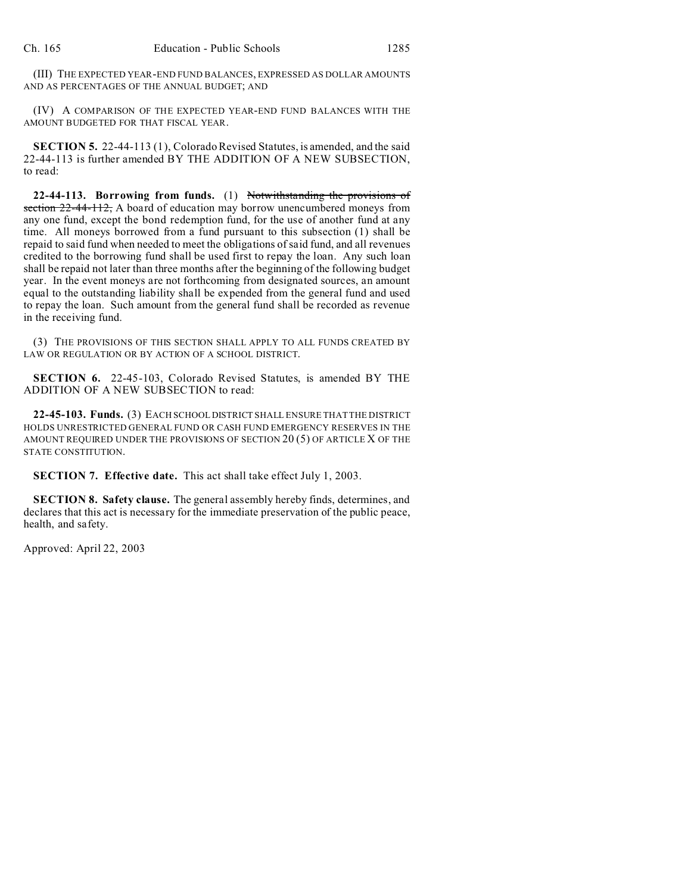(III) THE EXPECTED YEAR-END FUND BALANCES, EXPRESSED AS DOLLAR AMOUNTS AND AS PERCENTAGES OF THE ANNUAL BUDGET; AND

(IV) A COMPARISON OF THE EXPECTED YEAR-END FUND BALANCES WITH THE AMOUNT BUDGETED FOR THAT FISCAL YEAR.

**SECTION 5.** 22-44-113 (1), Colorado Revised Statutes, is amended, and the said 22-44-113 is further amended BY THE ADDITION OF A NEW SUBSECTION, to read:

**22-44-113. Borrowing from funds.** (1) ~~Notwithstanding the provisions of section 22-44-112,~~ A board of education may borrow unencumbered moneys from any one fund, except the bond redemption fund, for the use of another fund at any time. All moneys borrowed from a fund pursuant to this subsection (1) shall be repaid to said fund when needed to meet the obligations of said fund, and all revenues credited to the borrowing fund shall be used first to repay the loan. Any such loan shall be repaid not later than three months after the beginning of the following budget year. In the event moneys are not forthcoming from designated sources, an amount equal to the outstanding liability shall be expended from the general fund and used to repay the loan. Such amount from the general fund shall be recorded as revenue in the receiving fund.

(3) THE PROVISIONS OF THIS SECTION SHALL APPLY TO ALL FUNDS CREATED BY LAW OR REGULATION OR BY ACTION OF A SCHOOL DISTRICT.

**SECTION 6.** 22-45-103, Colorado Revised Statutes, is amended BY THE ADDITION OF A NEW SUBSECTION to read:

**22-45-103. Funds.** (3) EACH SCHOOL DISTRICT SHALL ENSURE THAT THE DISTRICT HOLDS UNRESTRICTED GENERAL FUND OR CASH FUND EMERGENCY RESERVES IN THE AMOUNT REQUIRED UNDER THE PROVISIONS OF SECTION 20 (5) OF ARTICLE X OF THE STATE CONSTITUTION.

**SECTION 7. Effective date.** This act shall take effect July 1, 2003.

**SECTION 8. Safety clause.** The general assembly hereby finds, determines, and declares that this act is necessary for the immediate preservation of the public peace, health, and safety.

Approved: April 22, 2003